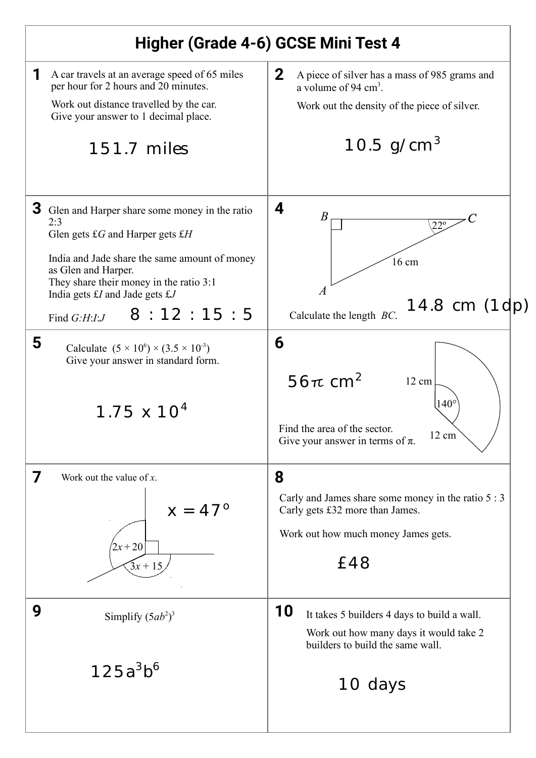# Higher (Grade 4-6) GCSE Mini Test 4

**1** A car travels at an average speed of 65 miles per hour for 2 hours and 20 minutes.

Work out distance travelled by the car.
Give your answer to 1 decimal place.

151.7 miles

**2** A piece of silver has a mass of 985 grams and a volume of 94 $cm^3$.

Work out the density of the piece of silver.

10.5 $g/cm^3$

**3** Glen and Harper share some money in the ratio 2:3
Glen gets £$G$ and Harper gets £$H$

India and Jade share the same amount of money as Glen and Harper.
They share their money in the ratio 3:1
India gets £$I$ and Jade gets £$J$

Find $G$:$H$:$I$:$J$

8 : 12 : 15 : 5

**4**

B, C, A, 22°, 16 cm

Calculate the length $BC$.

14.8 cm (1dp)

**5** Calculate $(5 \times 10^6) \times (3.5 \times 10^{-3})$
Give your answer in standard form.

$1.75 \times 10^4$

**6**

12 cm, 140°, 12 cm

Find the area of the sector.
Give your answer in terms of $\pi$.

$56\pi$ $cm^2$

**7** Work out the value of $x$.

$2x + 20$, $3x + 15$

$x = 47°$

**8** Carly and James share some money in the ratio 5 : 3
Carly gets £32 more than James.

Work out how much money James gets.

£48

**9** Simplify $(5ab^2)^3$

$125a^3b^6$

**10** It takes 5 builders 4 days to build a wall.

Work out how many days it would take 2 builders to build the same wall.

10 days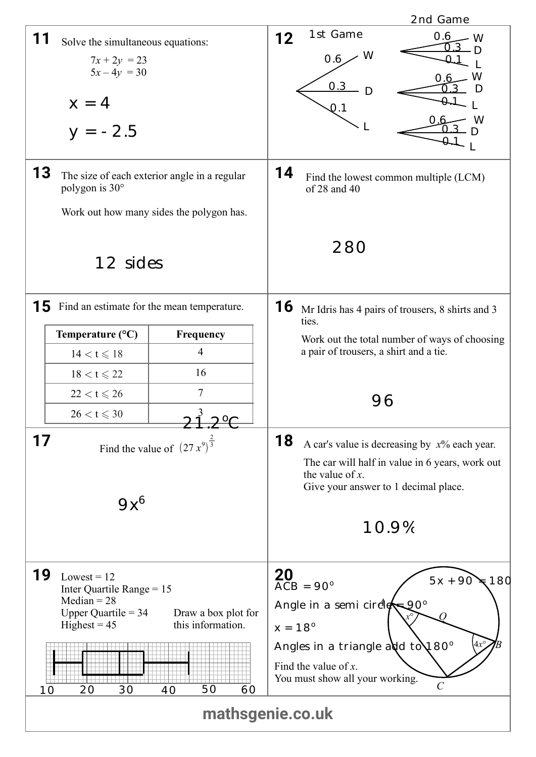## 11

Solve the simultaneous equations:

$$7x + 2y = 23$$
$$5x - 4y = 30$$

$x = 4$

$y = -2.5$

## 12

1st Game

2nd Game

0.6 W

0.3 D

0.1 L

0.6 W

0.3 D

0.1 L

0.6 W

0.3 D

0.1 L

0.6 W

0.3 D

0.1 L

## 13

The size of each exterior angle in a regular polygon is 30°

Work out how many sides the polygon has.

12 sides

## 14

Find the lowest common multiple (LCM) of 28 and 40

280

## 15

Find an estimate for the mean temperature.

| Temperature (°C) | Frequency |
|---|---|
| $14 < t \leqslant 18$ | 4 |
| $18 < t \leqslant 22$ | 16 |
| $22 < t \leqslant 26$ | 7 |
| $26 < t \leqslant 30$ | 3 |

21.2°C

## 16

Mr Idris has 4 pairs of trousers, 8 shirts and 3 ties.

Work out the total number of ways of choosing a pair of trousers, a shirt and a tie.

96

## 17

Find the value of $(27x^9)^{\frac{2}{3}}$

$9x^6$

## 18

A car's value is decreasing by $x$% each year.

The car will half in value in 6 years, work out the value of $x$.
Give your answer to 1 decimal place.

10.9%

## 19

Lowest = 12
Inter Quartile Range = 15
Median = 28
Upper Quartile = 34
Highest = 45

Draw a box plot for this information.

10 20 30 40 50 60

## 20

ACB = 90°

Angle in a semi circle = 90°

$5x + 90 = 180$

$x = 18°$

Angles in a triangle add to 180°

A, O, B, C, $x°$, $4x°$

Find the value of $x$.
You must show all your working.